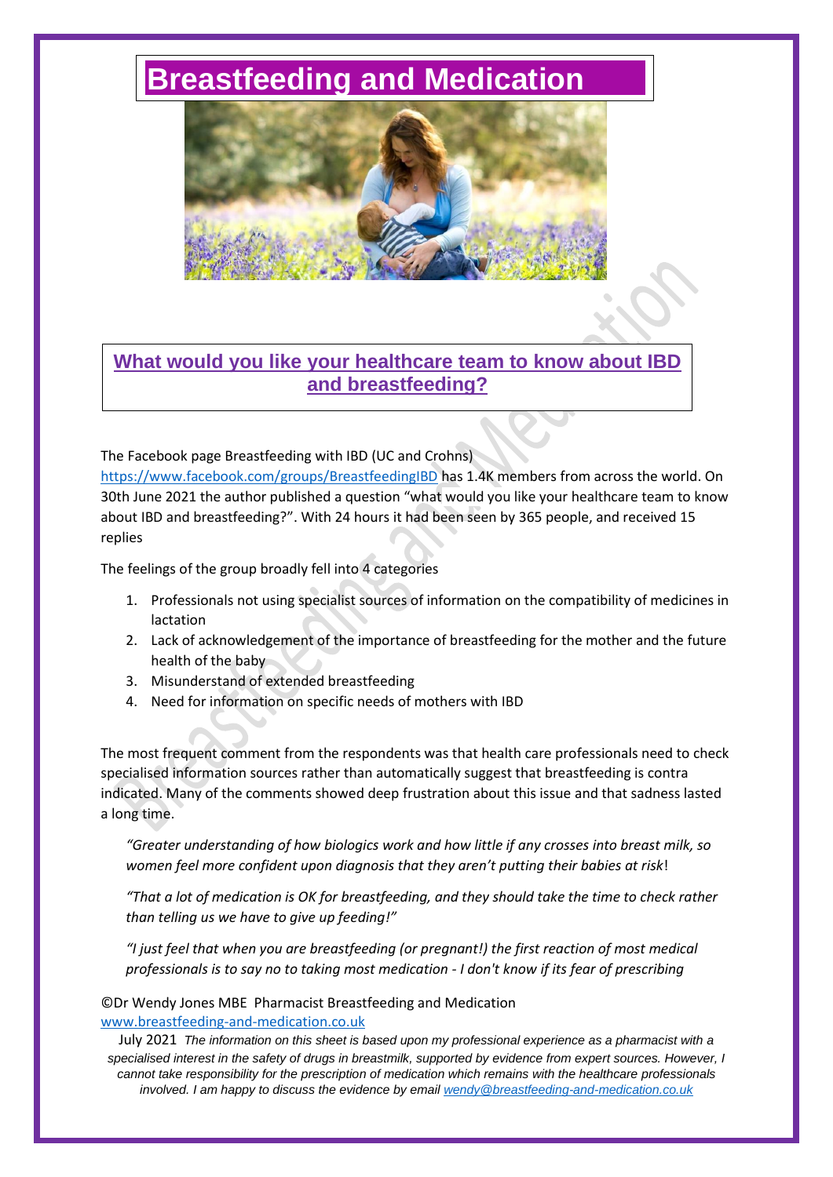# Breastfeeding and Medication

## What would you like your healthcare team to know about IBD and breastfeeding?

The Facebook page Breastfeeding with IBD (UC and Crohns) https://www.facebook.com/groups/BreastfeedingIBD has 1.4K members from across the world. On 30th June 2021 the author published a question "what would you like your healthcare team to know about IBD and breastfeeding?". With 24 hours it had been seen by 365 people, and received 15 replies

The feelings of the group broadly fell into 4 categories

1. Professionals not using specialist sources of information on the compatibility of medicines in lactation
2. Lack of acknowledgement of the importance of breastfeeding for the mother and the future health of the baby
3. Misunderstand of extended breastfeeding
4. Need for information on specific needs of mothers with IBD

The most frequent comment from the respondents was that health care professionals need to check specialised information sources rather than automatically suggest that breastfeeding is contra indicated. Many of the comments showed deep frustration about this issue and that sadness lasted a long time.

*"Greater understanding of how biologics work and how little if any crosses into breast milk, so women feel more confident upon diagnosis that they aren't putting their babies at risk*!

*"That a lot of medication is OK for breastfeeding, and they should take the time to check rather than telling us we have to give up feeding!"*

*"I just feel that when you are breastfeeding (or pregnant!) the first reaction of most medical professionals is to say no to taking most medication - I don't know if its fear of prescribing*

©Dr Wendy Jones MBE Pharmacist Breastfeeding and Medication
www.breastfeeding-and-medication.co.uk

July 2021 *The information on this sheet is based upon my professional experience as a pharmacist with a specialised interest in the safety of drugs in breastmilk, supported by evidence from expert sources. However, I cannot take responsibility for the prescription of medication which remains with the healthcare professionals involved. I am happy to discuss the evidence by email wendy@breastfeeding-and-medication.co.uk*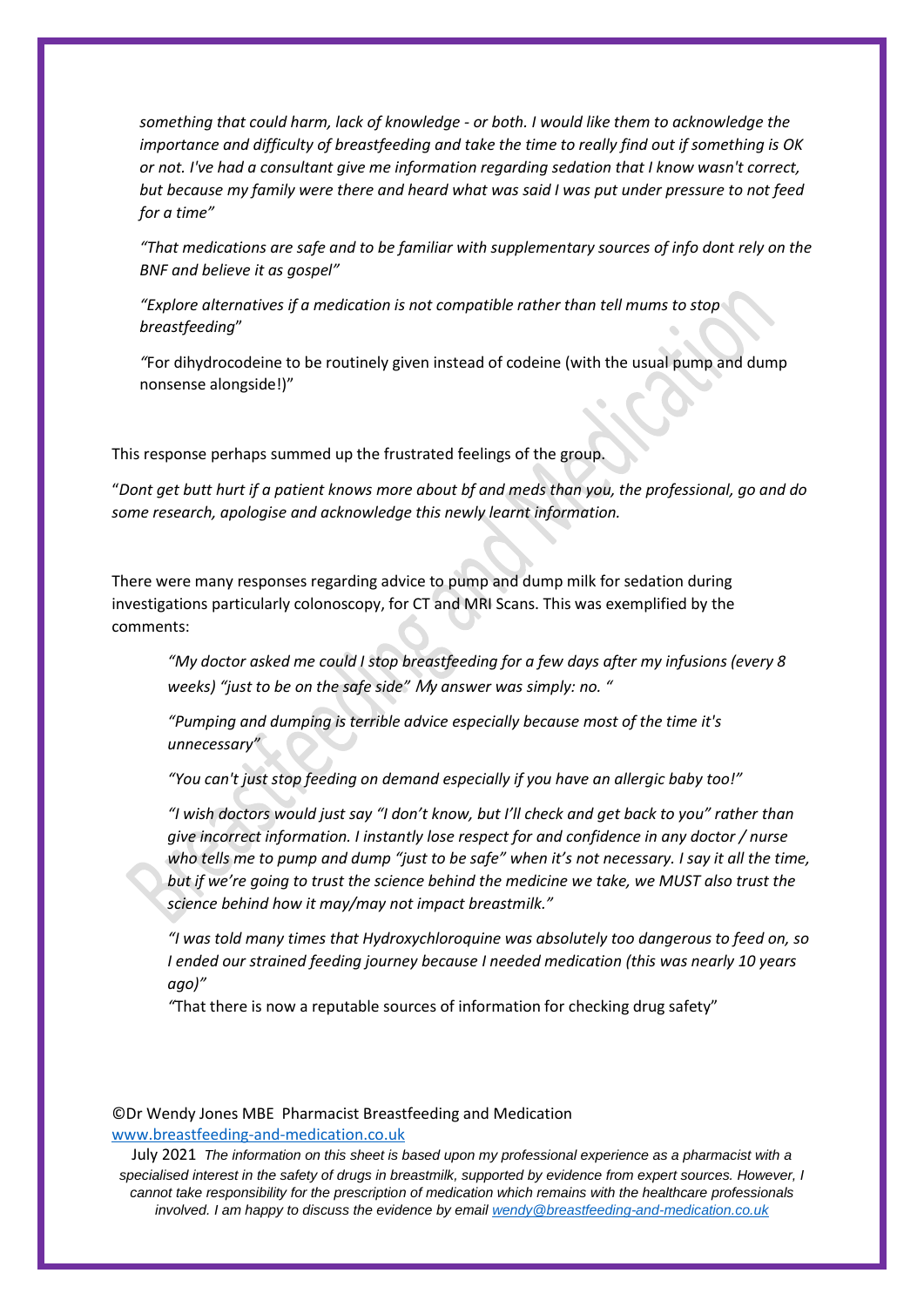*something that could harm, lack of knowledge - or both. I would like them to acknowledge the importance and difficulty of breastfeeding and take the time to really find out if something is OK or not. I've had a consultant give me information regarding sedation that I know wasn't correct, but because my family were there and heard what was said I was put under pressure to not feed for a time"*

*"That medications are safe and to be familiar with supplementary sources of info dont rely on the BNF and believe it as gospel"*

*"Explore alternatives if a medication is not compatible rather than tell mums to stop breastfeeding"*

"For dihydrocodeine to be routinely given instead of codeine (with the usual pump and dump nonsense alongside!)"

This response perhaps summed up the frustrated feelings of the group.

"*Dont get butt hurt if a patient knows more about bf and meds than you, the professional, go and do some research, apologise and acknowledge this newly learnt information.*

There were many responses regarding advice to pump and dump milk for sedation during investigations particularly colonoscopy, for CT and MRI Scans. This was exemplified by the comments:

*"My doctor asked me could I stop breastfeeding for a few days after my infusions (every 8 weeks) "just to be on the safe side" My answer was simply: no. "*

*"Pumping and dumping is terrible advice especially because most of the time it's unnecessary"*

*"You can't just stop feeding on demand especially if you have an allergic baby too!"*

*"I wish doctors would just say "I don't know, but I'll check and get back to you" rather than give incorrect information. I instantly lose respect for and confidence in any doctor / nurse who tells me to pump and dump "just to be safe" when it's not necessary. I say it all the time, but if we're going to trust the science behind the medicine we take, we MUST also trust the science behind how it may/may not impact breastmilk."*

*"I was told many times that Hydroxychloroquine was absolutely too dangerous to feed on, so I ended our strained feeding journey because I needed medication (this was nearly 10 years ago)"*

"That there is now a reputable sources of information for checking drug safety"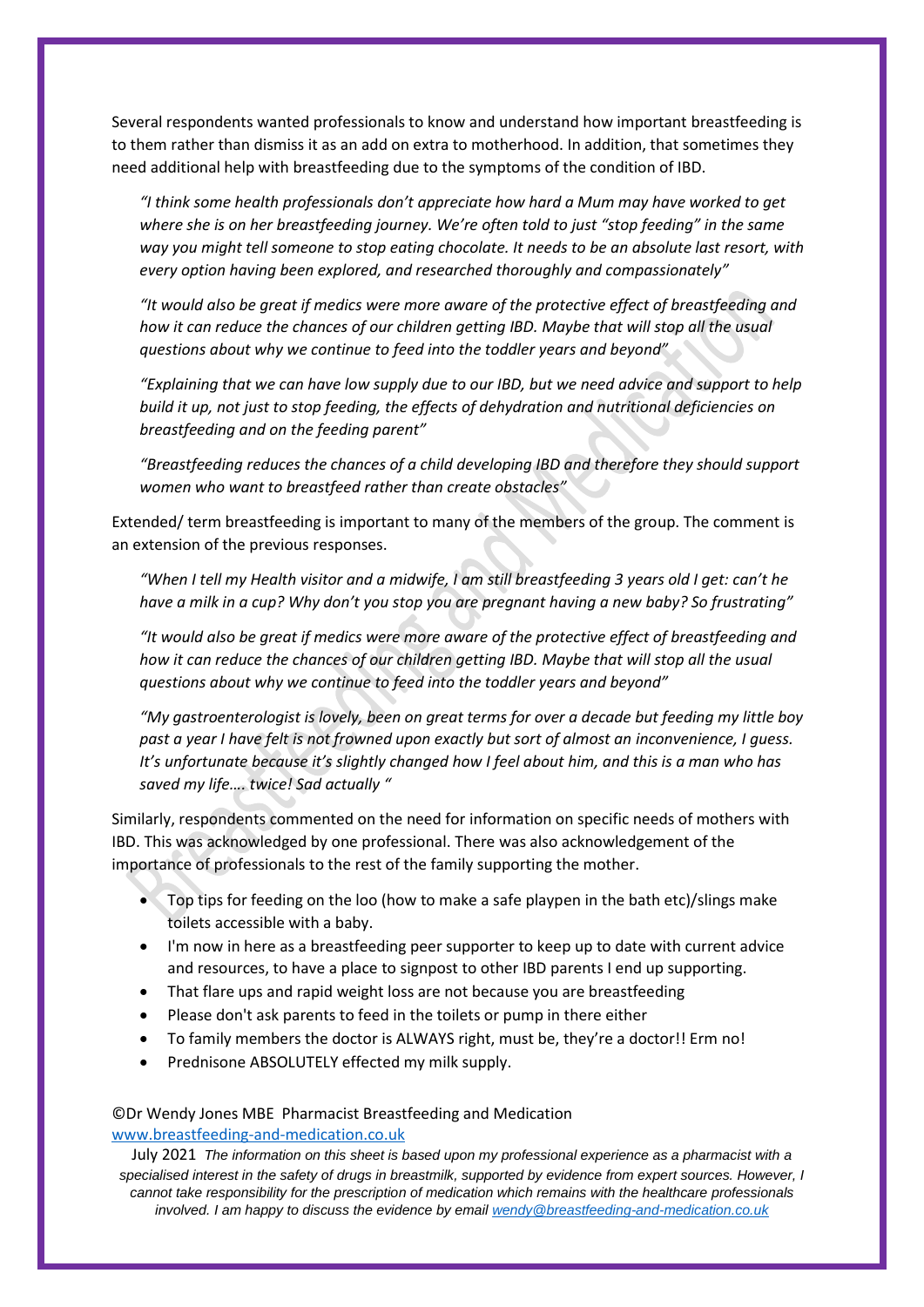Several respondents wanted professionals to know and understand how important breastfeeding is to them rather than dismiss it as an add on extra to motherhood. In addition, that sometimes they need additional help with breastfeeding due to the symptoms of the condition of IBD.

> *"I think some health professionals don't appreciate how hard a Mum may have worked to get where she is on her breastfeeding journey. We're often told to just "stop feeding" in the same way you might tell someone to stop eating chocolate. It needs to be an absolute last resort, with every option having been explored, and researched thoroughly and compassionately"*
>
> *"It would also be great if medics were more aware of the protective effect of breastfeeding and how it can reduce the chances of our children getting IBD. Maybe that will stop all the usual questions about why we continue to feed into the toddler years and beyond"*
>
> *"Explaining that we can have low supply due to our IBD, but we need advice and support to help build it up, not just to stop feeding, the effects of dehydration and nutritional deficiencies on breastfeeding and on the feeding parent"*
>
> *"Breastfeeding reduces the chances of a child developing IBD and therefore they should support women who want to breastfeed rather than create obstacles"*

Extended/ term breastfeeding is important to many of the members of the group. The comment is an extension of the previous responses.

> *"When I tell my Health visitor and a midwife, I am still breastfeeding 3 years old I get: can't he have a milk in a cup? Why don't you stop you are pregnant having a new baby? So frustrating"*
>
> *"It would also be great if medics were more aware of the protective effect of breastfeeding and how it can reduce the chances of our children getting IBD. Maybe that will stop all the usual questions about why we continue to feed into the toddler years and beyond"*
>
> *"My gastroenterologist is lovely, been on great terms for over a decade but feeding my little boy past a year I have felt is not frowned upon exactly but sort of almost an inconvenience, I guess. It's unfortunate because it's slightly changed how I feel about him, and this is a man who has saved my life…. twice! Sad actually "*

Similarly, respondents commented on the need for information on specific needs of mothers with IBD. This was acknowledged by one professional. There was also acknowledgement of the importance of professionals to the rest of the family supporting the mother.

- Top tips for feeding on the loo (how to make a safe playpen in the bath etc)/slings make toilets accessible with a baby.
- I'm now in here as a breastfeeding peer supporter to keep up to date with current advice and resources, to have a place to signpost to other IBD parents I end up supporting.
- That flare ups and rapid weight loss are not because you are breastfeeding
- Please don't ask parents to feed in the toilets or pump in there either
- To family members the doctor is ALWAYS right, must be, they're a doctor!! Erm no!
- Prednisone ABSOLUTELY effected my milk supply.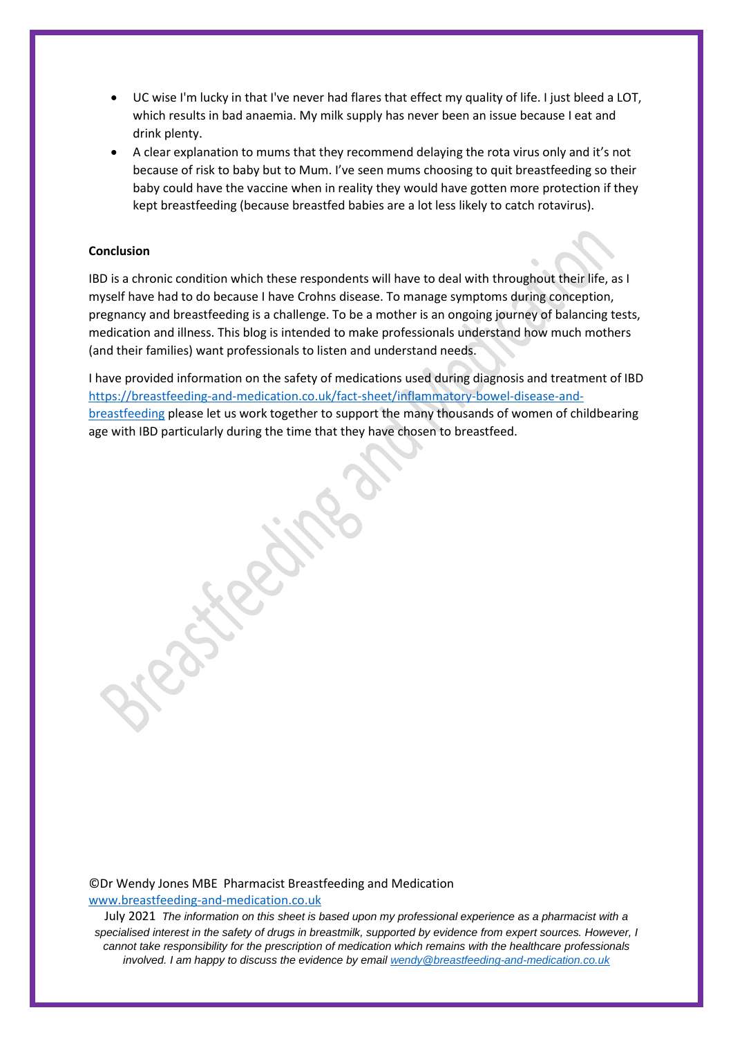- UC wise I'm lucky in that I've never had flares that effect my quality of life. I just bleed a LOT, which results in bad anaemia. My milk supply has never been an issue because I eat and drink plenty.
- A clear explanation to mums that they recommend delaying the rota virus only and it's not because of risk to baby but to Mum. I've seen mums choosing to quit breastfeeding so their baby could have the vaccine when in reality they would have gotten more protection if they kept breastfeeding (because breastfed babies are a lot less likely to catch rotavirus).

**Conclusion**

IBD is a chronic condition which these respondents will have to deal with throughout their life, as I myself have had to do because I have Crohns disease. To manage symptoms during conception, pregnancy and breastfeeding is a challenge. To be a mother is an ongoing journey of balancing tests, medication and illness. This blog is intended to make professionals understand how much mothers (and their families) want professionals to listen and understand needs.

I have provided information on the safety of medications used during diagnosis and treatment of IBD https://breastfeeding-and-medication.co.uk/fact-sheet/inflammatory-bowel-disease-and-breastfeeding please let us work together to support the many thousands of women of childbearing age with IBD particularly during the time that they have chosen to breastfeed.

©Dr Wendy Jones MBE Pharmacist Breastfeeding and Medication
www.breastfeeding-and-medication.co.uk

July 2021 *The information on this sheet is based upon my professional experience as a pharmacist with a specialised interest in the safety of drugs in breastmilk, supported by evidence from expert sources. However, I cannot take responsibility for the prescription of medication which remains with the healthcare professionals involved. I am happy to discuss the evidence by email wendy@breastfeeding-and-medication.co.uk*